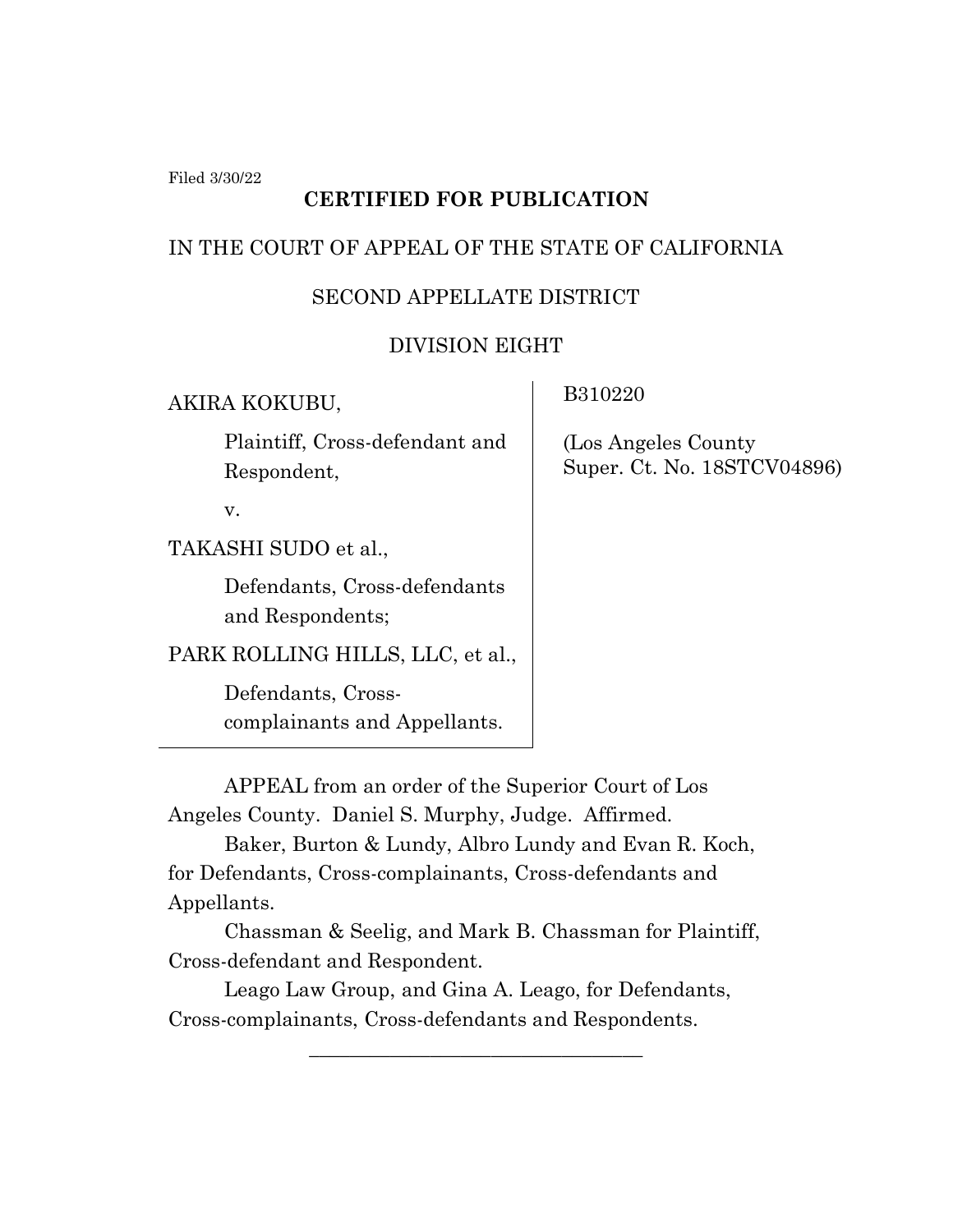Filed 3/30/22

**CERTIFIED FOR PUBLICATION**

IN THE COURT OF APPEAL OF THE STATE OF CALIFORNIA

SECOND APPELLATE DISTRICT

DIVISION EIGHT

| | |
|---|---|
| AKIRA KOKUBU,<br><br>Plaintiff, Cross-defendant and Respondent,<br><br>v.<br><br>TAKASHI SUDO et al.,<br><br>Defendants, Cross-defendants and Respondents;<br><br>PARK ROLLING HILLS, LLC, et al.,<br><br>Defendants, Cross-complainants and Appellants. | B310220<br><br>(Los Angeles County Super. Ct. No. 18STCV04896) |

APPEAL from an order of the Superior Court of Los Angeles County. Daniel S. Murphy, Judge. Affirmed.

Baker, Burton & Lundy, Albro Lundy and Evan R. Koch, for Defendants, Cross-complainants, Cross-defendants and Appellants.

Chassman & Seelig, and Mark B. Chassman for Plaintiff, Cross-defendant and Respondent.

Leago Law Group, and Gina A. Leago, for Defendants, Cross-complainants, Cross-defendants and Respondents.

\_\_\_\_\_\_\_\_\_\_\_\_\_\_\_\_\_\_\_\_\_\_\_\_\_\_\_\_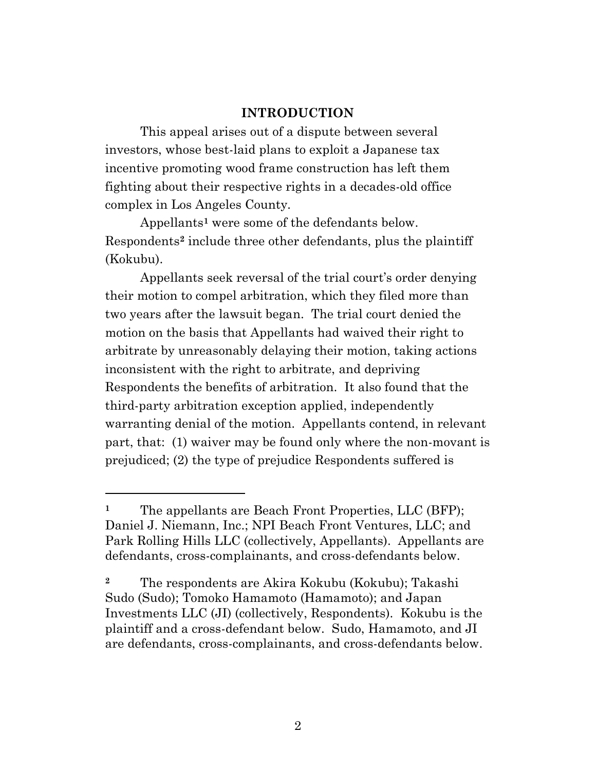## INTRODUCTION

This appeal arises out of a dispute between several investors, whose best-laid plans to exploit a Japanese tax incentive promoting wood frame construction has left them fighting about their respective rights in a decades-old office complex in Los Angeles County.

Appellants[1] were some of the defendants below. Respondents[2] include three other defendants, plus the plaintiff (Kokubu).

Appellants seek reversal of the trial court's order denying their motion to compel arbitration, which they filed more than two years after the lawsuit began. The trial court denied the motion on the basis that Appellants had waived their right to arbitrate by unreasonably delaying their motion, taking actions inconsistent with the right to arbitrate, and depriving Respondents the benefits of arbitration. It also found that the third-party arbitration exception applied, independently warranting denial of the motion. Appellants contend, in relevant part, that: (1) waiver may be found only where the non-movant is prejudiced; (2) the type of prejudice Respondents suffered is

---

[1] The appellants are Beach Front Properties, LLC (BFP); Daniel J. Niemann, Inc.; NPI Beach Front Ventures, LLC; and Park Rolling Hills LLC (collectively, Appellants). Appellants are defendants, cross-complainants, and cross-defendants below.

[2] The respondents are Akira Kokubu (Kokubu); Takashi Sudo (Sudo); Tomoko Hamamoto (Hamamoto); and Japan Investments LLC (JI) (collectively, Respondents). Kokubu is the plaintiff and a cross-defendant below. Sudo, Hamamoto, and JI are defendants, cross-complainants, and cross-defendants below.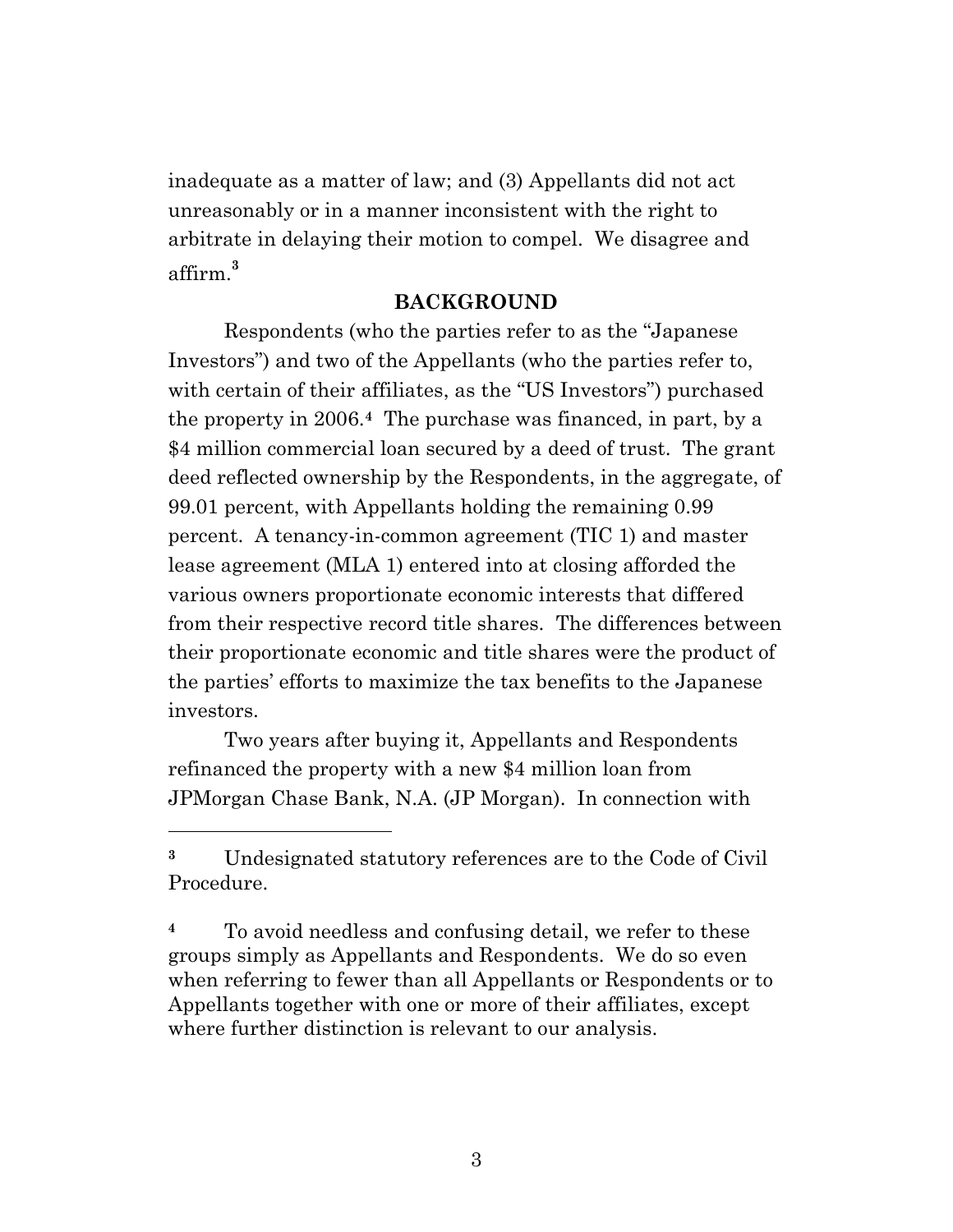inadequate as a matter of law; and (3) Appellants did not act unreasonably or in a manner inconsistent with the right to arbitrate in delaying their motion to compel. We disagree and affirm.[3]

## BACKGROUND

Respondents (who the parties refer to as the "Japanese Investors") and two of the Appellants (who the parties refer to, with certain of their affiliates, as the "US Investors") purchased the property in 2006.[4] The purchase was financed, in part, by a $4 million commercial loan secured by a deed of trust. The grant deed reflected ownership by the Respondents, in the aggregate, of 99.01 percent, with Appellants holding the remaining 0.99 percent. A tenancy-in-common agreement (TIC 1) and master lease agreement (MLA 1) entered into at closing afforded the various owners proportionate economic interests that differed from their respective record title shares. The differences between their proportionate economic and title shares were the product of the parties' efforts to maximize the tax benefits to the Japanese investors.

Two years after buying it, Appellants and Respondents refinanced the property with a new $4 million loan from JPMorgan Chase Bank, N.A. (JP Morgan). In connection with

---

[3] Undesignated statutory references are to the Code of Civil Procedure.

[4] To avoid needless and confusing detail, we refer to these groups simply as Appellants and Respondents. We do so even when referring to fewer than all Appellants or Respondents or to Appellants together with one or more of their affiliates, except where further distinction is relevant to our analysis.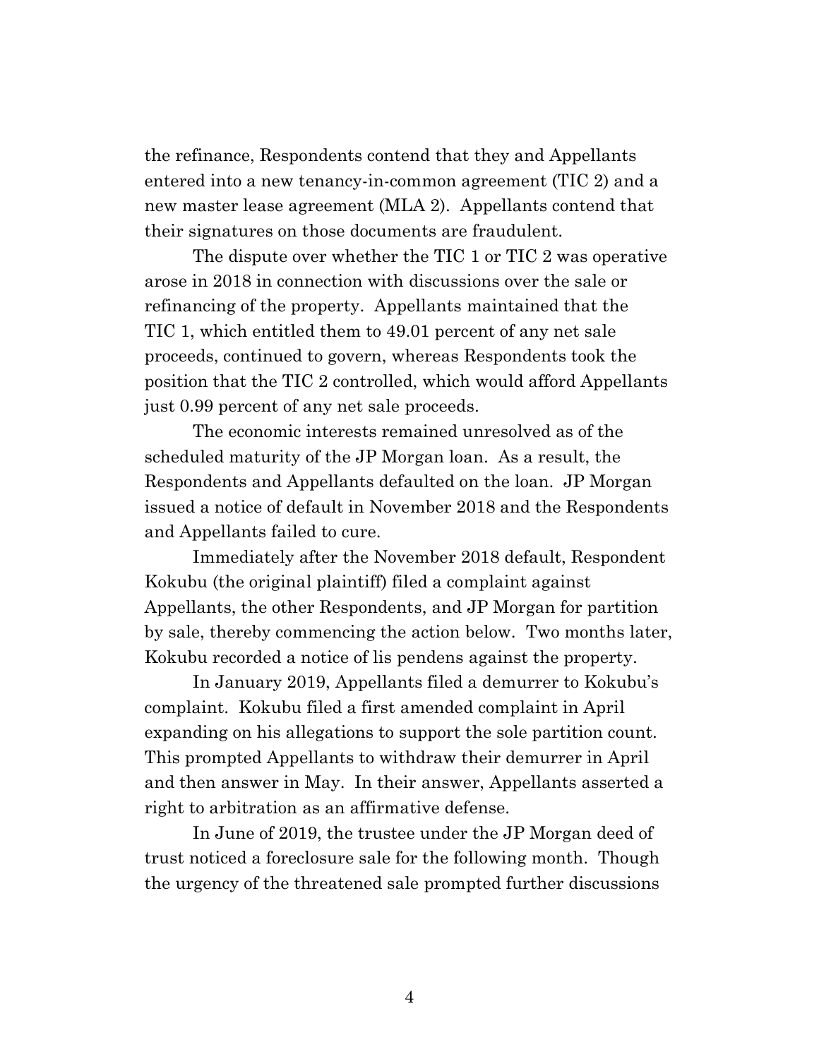the refinance, Respondents contend that they and Appellants entered into a new tenancy-in-common agreement (TIC 2) and a new master lease agreement (MLA 2). Appellants contend that their signatures on those documents are fraudulent.

The dispute over whether the TIC 1 or TIC 2 was operative arose in 2018 in connection with discussions over the sale or refinancing of the property. Appellants maintained that the TIC 1, which entitled them to 49.01 percent of any net sale proceeds, continued to govern, whereas Respondents took the position that the TIC 2 controlled, which would afford Appellants just 0.99 percent of any net sale proceeds.

The economic interests remained unresolved as of the scheduled maturity of the JP Morgan loan. As a result, the Respondents and Appellants defaulted on the loan. JP Morgan issued a notice of default in November 2018 and the Respondents and Appellants failed to cure.

Immediately after the November 2018 default, Respondent Kokubu (the original plaintiff) filed a complaint against Appellants, the other Respondents, and JP Morgan for partition by sale, thereby commencing the action below. Two months later, Kokubu recorded a notice of lis pendens against the property.

In January 2019, Appellants filed a demurrer to Kokubu's complaint. Kokubu filed a first amended complaint in April expanding on his allegations to support the sole partition count. This prompted Appellants to withdraw their demurrer in April and then answer in May. In their answer, Appellants asserted a right to arbitration as an affirmative defense.

In June of 2019, the trustee under the JP Morgan deed of trust noticed a foreclosure sale for the following month. Though the urgency of the threatened sale prompted further discussions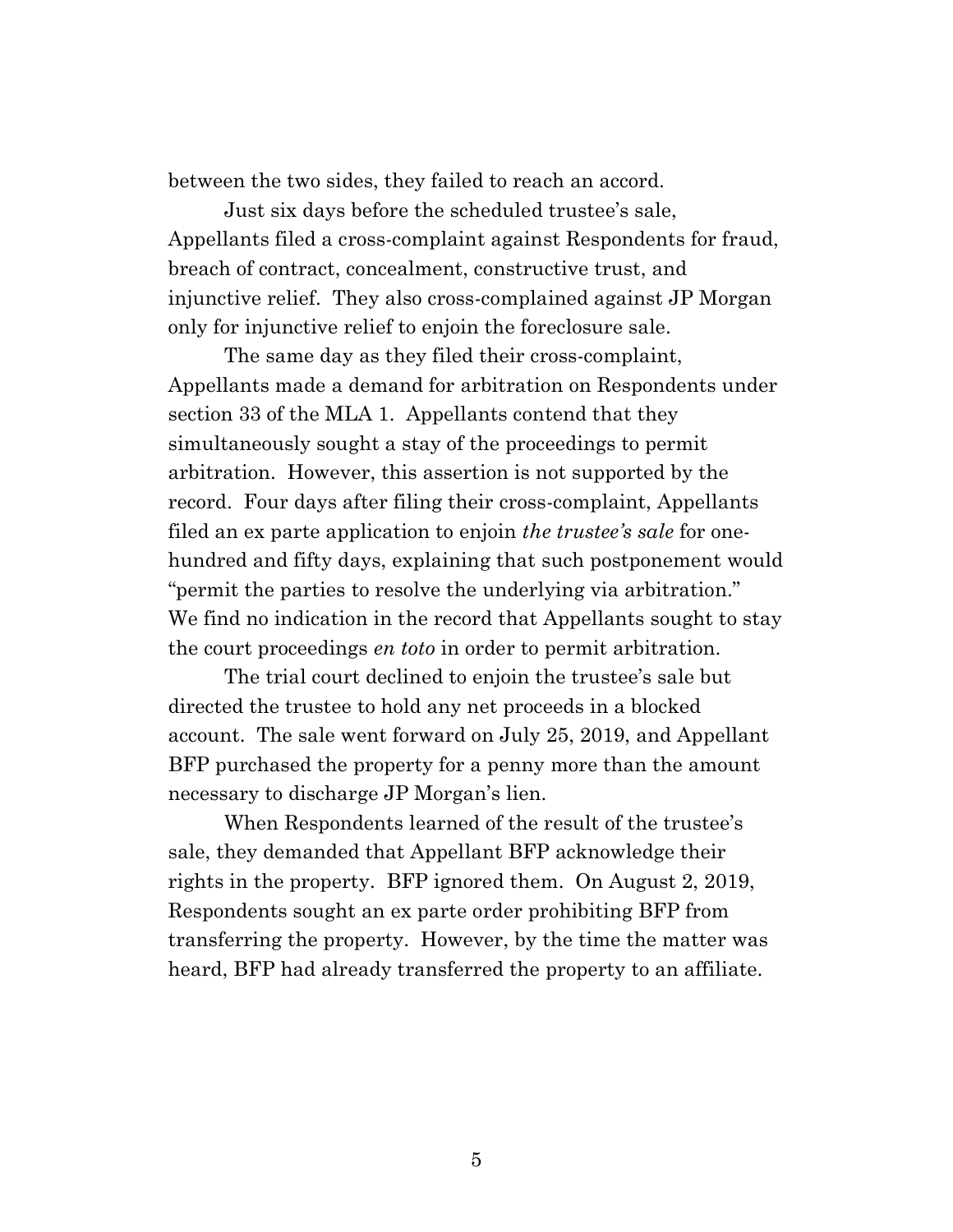between the two sides, they failed to reach an accord.

Just six days before the scheduled trustee's sale, Appellants filed a cross-complaint against Respondents for fraud, breach of contract, concealment, constructive trust, and injunctive relief. They also cross-complained against JP Morgan only for injunctive relief to enjoin the foreclosure sale.

The same day as they filed their cross-complaint, Appellants made a demand for arbitration on Respondents under section 33 of the MLA 1. Appellants contend that they simultaneously sought a stay of the proceedings to permit arbitration. However, this assertion is not supported by the record. Four days after filing their cross-complaint, Appellants filed an ex parte application to enjoin *the trustee's sale* for one-hundred and fifty days, explaining that such postponement would "permit the parties to resolve the underlying via arbitration." We find no indication in the record that Appellants sought to stay the court proceedings *en toto* in order to permit arbitration.

The trial court declined to enjoin the trustee's sale but directed the trustee to hold any net proceeds in a blocked account. The sale went forward on July 25, 2019, and Appellant BFP purchased the property for a penny more than the amount necessary to discharge JP Morgan's lien.

When Respondents learned of the result of the trustee's sale, they demanded that Appellant BFP acknowledge their rights in the property. BFP ignored them. On August 2, 2019, Respondents sought an ex parte order prohibiting BFP from transferring the property. However, by the time the matter was heard, BFP had already transferred the property to an affiliate.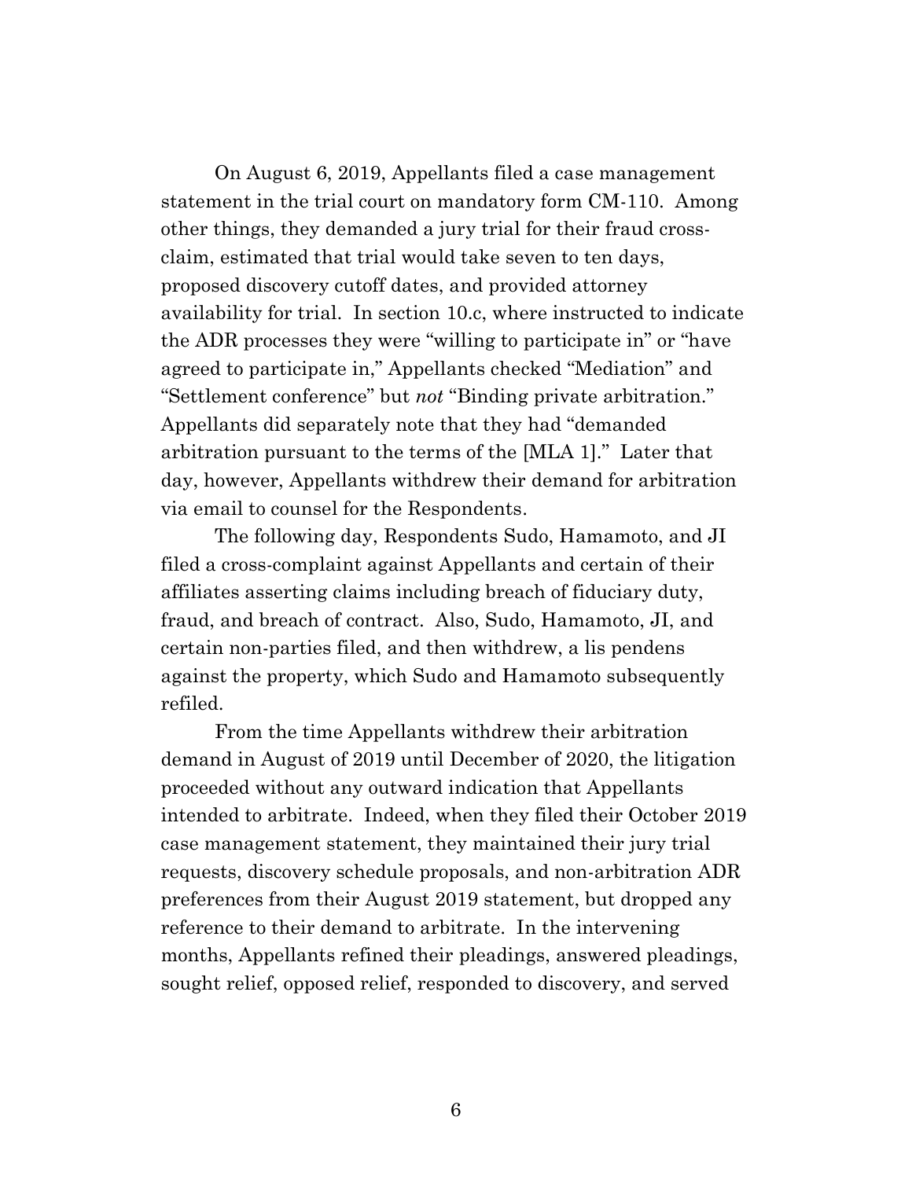On August 6, 2019, Appellants filed a case management statement in the trial court on mandatory form CM-110. Among other things, they demanded a jury trial for their fraud cross-claim, estimated that trial would take seven to ten days, proposed discovery cutoff dates, and provided attorney availability for trial. In section 10.c, where instructed to indicate the ADR processes they were "willing to participate in" or "have agreed to participate in," Appellants checked "Mediation" and "Settlement conference" but *not* "Binding private arbitration." Appellants did separately note that they had "demanded arbitration pursuant to the terms of the [MLA 1]." Later that day, however, Appellants withdrew their demand for arbitration via email to counsel for the Respondents.

The following day, Respondents Sudo, Hamamoto, and JI filed a cross-complaint against Appellants and certain of their affiliates asserting claims including breach of fiduciary duty, fraud, and breach of contract. Also, Sudo, Hamamoto, JI, and certain non-parties filed, and then withdrew, a lis pendens against the property, which Sudo and Hamamoto subsequently refiled.

From the time Appellants withdrew their arbitration demand in August of 2019 until December of 2020, the litigation proceeded without any outward indication that Appellants intended to arbitrate. Indeed, when they filed their October 2019 case management statement, they maintained their jury trial requests, discovery schedule proposals, and non-arbitration ADR preferences from their August 2019 statement, but dropped any reference to their demand to arbitrate. In the intervening months, Appellants refined their pleadings, answered pleadings, sought relief, opposed relief, responded to discovery, and served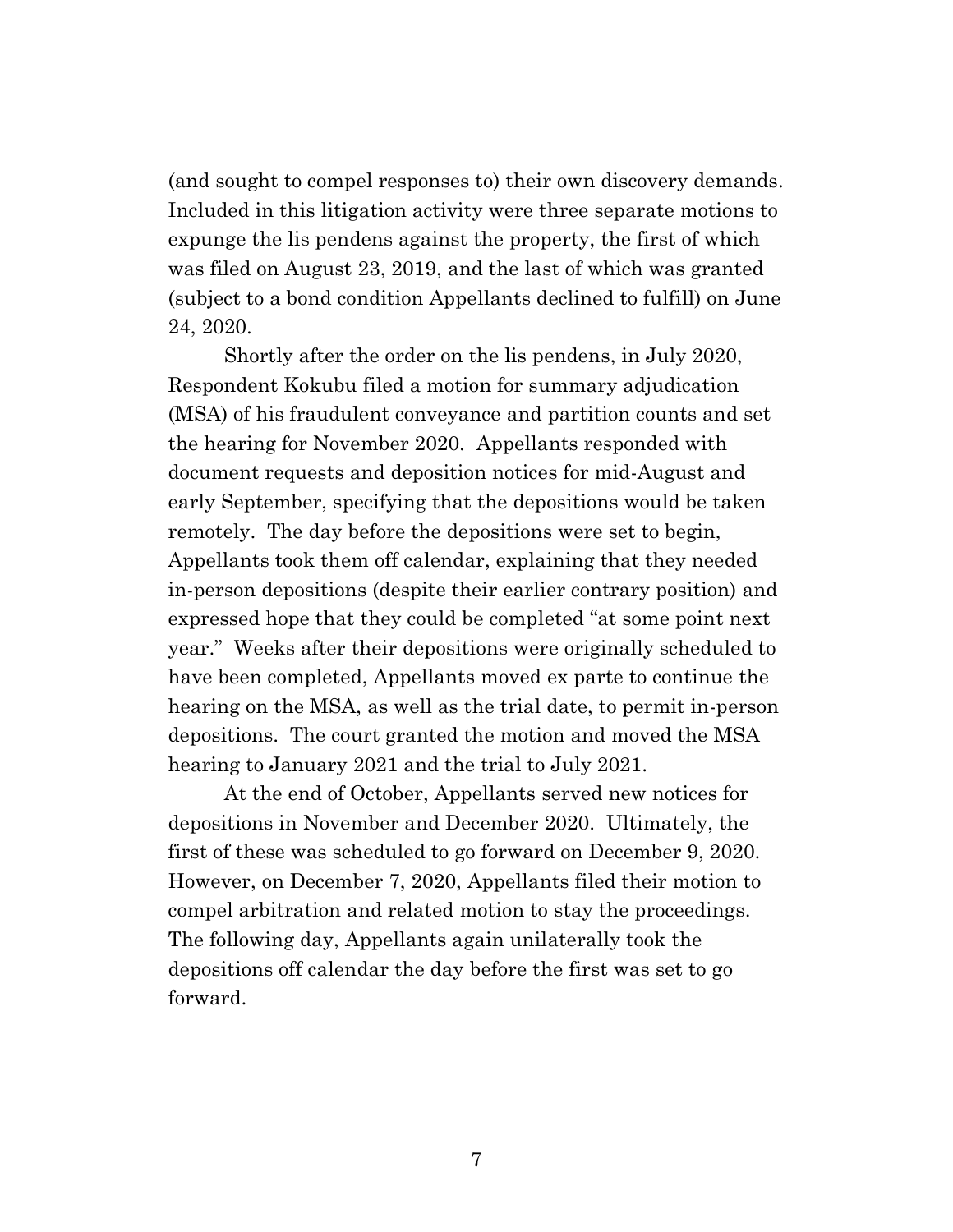(and sought to compel responses to) their own discovery demands. Included in this litigation activity were three separate motions to expunge the lis pendens against the property, the first of which was filed on August 23, 2019, and the last of which was granted (subject to a bond condition Appellants declined to fulfill) on June 24, 2020.

Shortly after the order on the lis pendens, in July 2020, Respondent Kokubu filed a motion for summary adjudication (MSA) of his fraudulent conveyance and partition counts and set the hearing for November 2020. Appellants responded with document requests and deposition notices for mid-August and early September, specifying that the depositions would be taken remotely. The day before the depositions were set to begin, Appellants took them off calendar, explaining that they needed in-person depositions (despite their earlier contrary position) and expressed hope that they could be completed "at some point next year." Weeks after their depositions were originally scheduled to have been completed, Appellants moved ex parte to continue the hearing on the MSA, as well as the trial date, to permit in-person depositions. The court granted the motion and moved the MSA hearing to January 2021 and the trial to July 2021.

At the end of October, Appellants served new notices for depositions in November and December 2020. Ultimately, the first of these was scheduled to go forward on December 9, 2020. However, on December 7, 2020, Appellants filed their motion to compel arbitration and related motion to stay the proceedings. The following day, Appellants again unilaterally took the depositions off calendar the day before the first was set to go forward.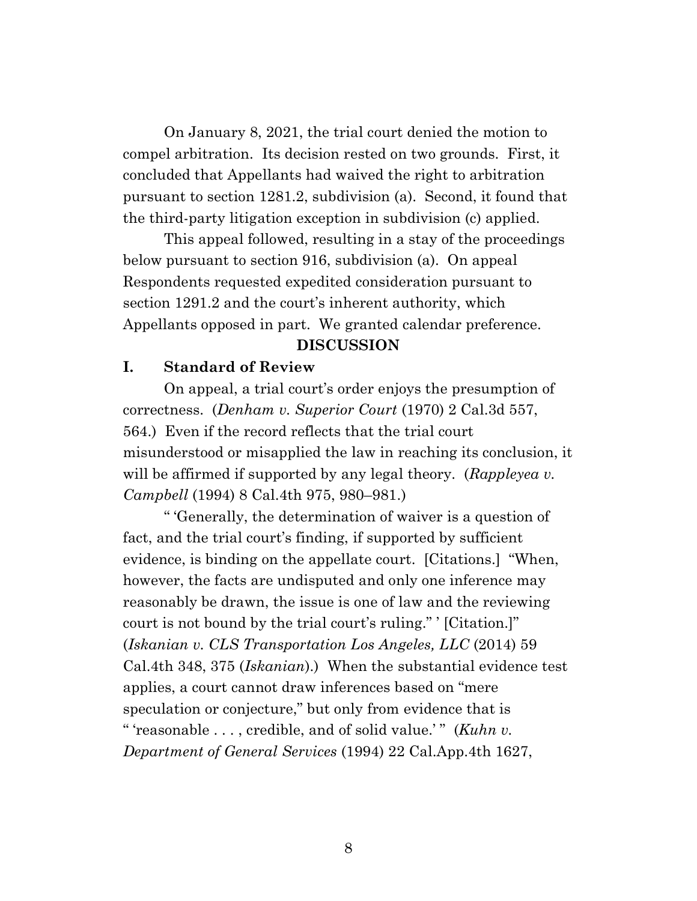On January 8, 2021, the trial court denied the motion to compel arbitration. Its decision rested on two grounds. First, it concluded that Appellants had waived the right to arbitration pursuant to section 1281.2, subdivision (a). Second, it found that the third-party litigation exception in subdivision (c) applied.

This appeal followed, resulting in a stay of the proceedings below pursuant to section 916, subdivision (a). On appeal Respondents requested expedited consideration pursuant to section 1291.2 and the court's inherent authority, which Appellants opposed in part. We granted calendar preference.

**DISCUSSION**

## I. Standard of Review

On appeal, a trial court's order enjoys the presumption of correctness. (*Denham v. Superior Court* (1970) 2 Cal.3d 557, 564.) Even if the record reflects that the trial court misunderstood or misapplied the law in reaching its conclusion, it will be affirmed if supported by any legal theory. (*Rappleyea v. Campbell* (1994) 8 Cal.4th 975, 980–981.)

" 'Generally, the determination of waiver is a question of fact, and the trial court's finding, if supported by sufficient evidence, is binding on the appellate court. [Citations.] "When, however, the facts are undisputed and only one inference may reasonably be drawn, the issue is one of law and the reviewing court is not bound by the trial court's ruling." ' [Citation.]" (*Iskanian v. CLS Transportation Los Angeles, LLC* (2014) 59 Cal.4th 348, 375 (*Iskanian*).) When the substantial evidence test applies, a court cannot draw inferences based on "mere speculation or conjecture," but only from evidence that is " 'reasonable . . . , credible, and of solid value.' " (*Kuhn v. Department of General Services* (1994) 22 Cal.App.4th 1627,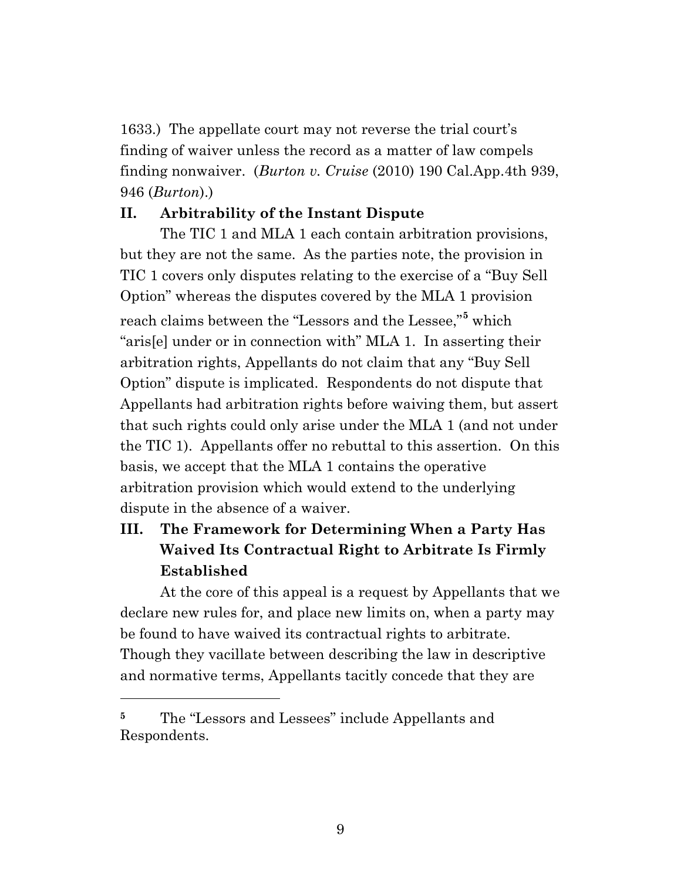1633.) The appellate court may not reverse the trial court's finding of waiver unless the record as a matter of law compels finding nonwaiver. (*Burton v. Cruise* (2010) 190 Cal.App.4th 939, 946 (*Burton*).)

## II. Arbitrability of the Instant Dispute

The TIC 1 and MLA 1 each contain arbitration provisions, but they are not the same. As the parties note, the provision in TIC 1 covers only disputes relating to the exercise of a "Buy Sell Option" whereas the disputes covered by the MLA 1 provision reach claims between the "Lessors and the Lessee,"[5] which "aris[e] under or in connection with" MLA 1. In asserting their arbitration rights, Appellants do not claim that any "Buy Sell Option" dispute is implicated. Respondents do not dispute that Appellants had arbitration rights before waiving them, but assert that such rights could only arise under the MLA 1 (and not under the TIC 1). Appellants offer no rebuttal to this assertion. On this basis, we accept that the MLA 1 contains the operative arbitration provision which would extend to the underlying dispute in the absence of a waiver.

## III. The Framework for Determining When a Party Has Waived Its Contractual Right to Arbitrate Is Firmly Established

At the core of this appeal is a request by Appellants that we declare new rules for, and place new limits on, when a party may be found to have waived its contractual rights to arbitrate. Though they vacillate between describing the law in descriptive and normative terms, Appellants tacitly concede that they are

---

[5] The "Lessors and Lessees" include Appellants and Respondents.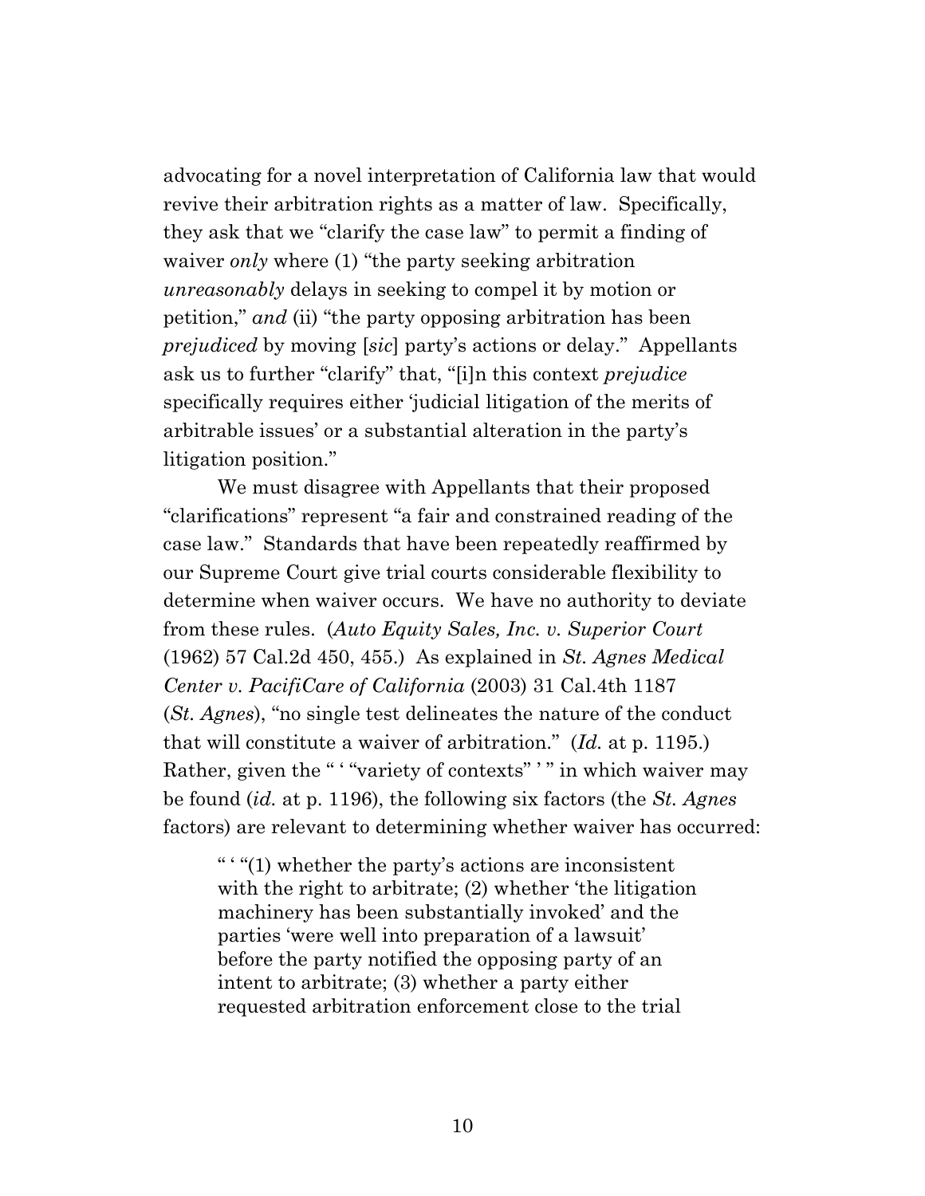advocating for a novel interpretation of California law that would revive their arbitration rights as a matter of law. Specifically, they ask that we "clarify the case law" to permit a finding of waiver *only* where (1) "the party seeking arbitration *unreasonably* delays in seeking to compel it by motion or petition," *and* (ii) "the party opposing arbitration has been *prejudiced* by moving [*sic*] party's actions or delay." Appellants ask us to further "clarify" that, "[i]n this context *prejudice* specifically requires either 'judicial litigation of the merits of arbitrable issues' or a substantial alteration in the party's litigation position."

We must disagree with Appellants that their proposed "clarifications" represent "a fair and constrained reading of the case law." Standards that have been repeatedly reaffirmed by our Supreme Court give trial courts considerable flexibility to determine when waiver occurs. We have no authority to deviate from these rules. (*Auto Equity Sales, Inc. v. Superior Court* (1962) 57 Cal.2d 450, 455.) As explained in *St. Agnes Medical Center v. PacifiCare of California* (2003) 31 Cal.4th 1187 (*St. Agnes*), "no single test delineates the nature of the conduct that will constitute a waiver of arbitration." (*Id.* at p. 1195.) Rather, given the " ' "variety of contexts" ' " in which waiver may be found (*id.* at p. 1196), the following six factors (the *St. Agnes* factors) are relevant to determining whether waiver has occurred:

> " ' "(1) whether the party's actions are inconsistent with the right to arbitrate; (2) whether 'the litigation machinery has been substantially invoked' and the parties 'were well into preparation of a lawsuit' before the party notified the opposing party of an intent to arbitrate; (3) whether a party either requested arbitration enforcement close to the trial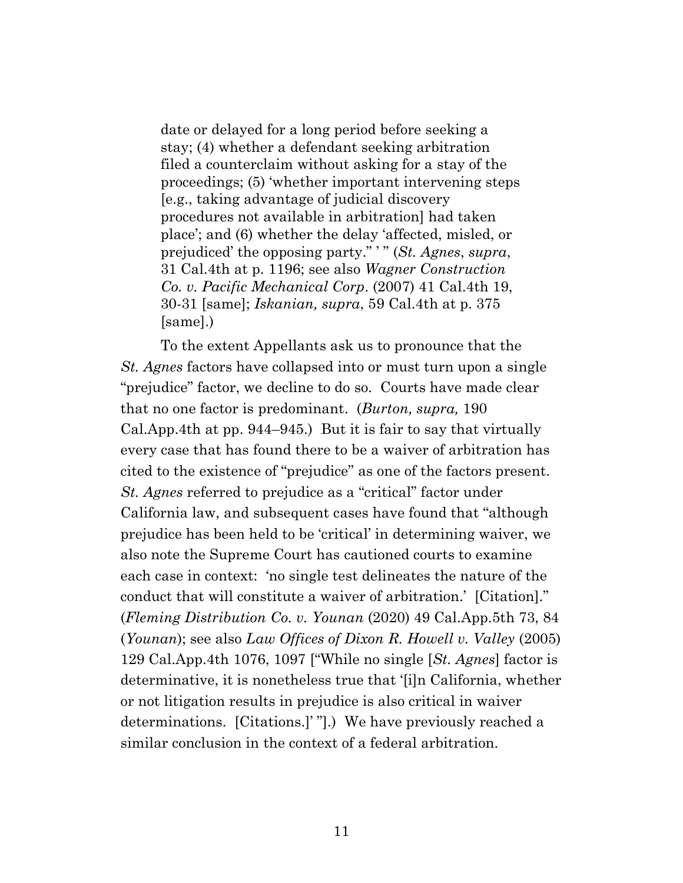> date or delayed for a long period before seeking a stay; (4) whether a defendant seeking arbitration filed a counterclaim without asking for a stay of the proceedings; (5) 'whether important intervening steps [e.g., taking advantage of judicial discovery procedures not available in arbitration] had taken place'; and (6) whether the delay 'affected, misled, or prejudiced' the opposing party." ' " (*St. Agnes*, *supra*, 31 Cal.4th at p. 1196; see also *Wagner Construction Co. v. Pacific Mechanical Corp*. (2007) 41 Cal.4th 19, 30-31 [same]; *Iskanian, supra*, 59 Cal.4th at p. 375 [same].)

To the extent Appellants ask us to pronounce that the *St. Agnes* factors have collapsed into or must turn upon a single "prejudice" factor, we decline to do so. Courts have made clear that no one factor is predominant. (*Burton, supra,* 190 Cal.App.4th at pp. 944–945.) But it is fair to say that virtually every case that has found there to be a waiver of arbitration has cited to the existence of "prejudice" as one of the factors present. *St. Agnes* referred to prejudice as a "critical" factor under California law, and subsequent cases have found that "although prejudice has been held to be 'critical' in determining waiver, we also note the Supreme Court has cautioned courts to examine each case in context: 'no single test delineates the nature of the conduct that will constitute a waiver of arbitration.' [Citation]." (*Fleming Distribution Co. v. Younan* (2020) 49 Cal.App.5th 73, 84 (*Younan*); see also *Law Offices of Dixon R. Howell v. Valley* (2005) 129 Cal.App.4th 1076, 1097 ["While no single [*St. Agnes*] factor is determinative, it is nonetheless true that '[i]n California, whether or not litigation results in prejudice is also critical in waiver determinations. [Citations.]' "].) We have previously reached a similar conclusion in the context of a federal arbitration.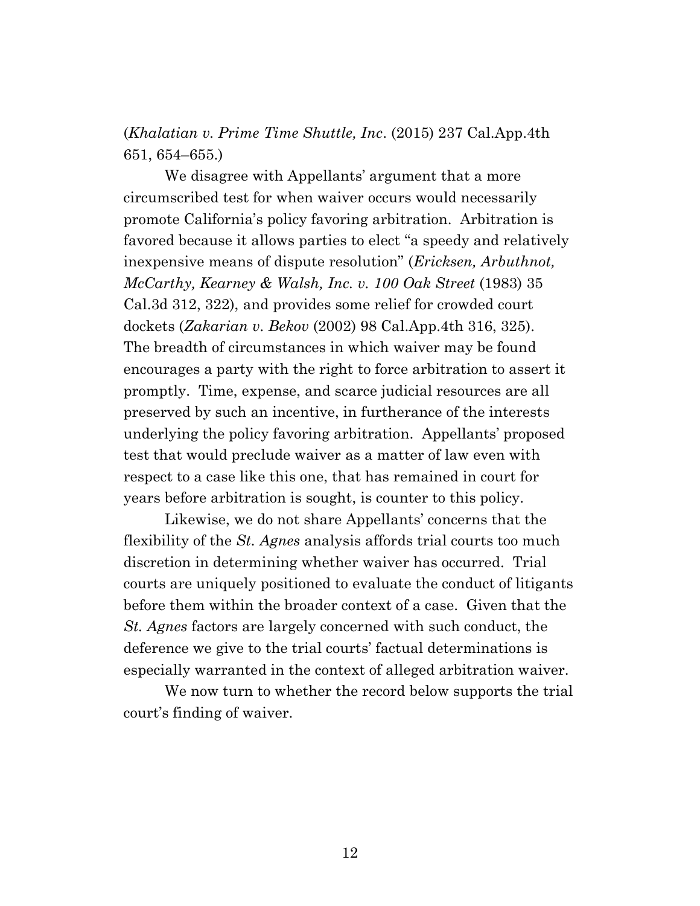(*Khalatian v. Prime Time Shuttle, Inc*. (2015) 237 Cal.App.4th 651, 654–655.)

We disagree with Appellants' argument that a more circumscribed test for when waiver occurs would necessarily promote California's policy favoring arbitration. Arbitration is favored because it allows parties to elect "a speedy and relatively inexpensive means of dispute resolution" (*Ericksen, Arbuthnot, McCarthy, Kearney & Walsh, Inc. v. 100 Oak Street* (1983) 35 Cal.3d 312, 322), and provides some relief for crowded court dockets (*Zakarian v. Bekov* (2002) 98 Cal.App.4th 316, 325). The breadth of circumstances in which waiver may be found encourages a party with the right to force arbitration to assert it promptly. Time, expense, and scarce judicial resources are all preserved by such an incentive, in furtherance of the interests underlying the policy favoring arbitration. Appellants' proposed test that would preclude waiver as a matter of law even with respect to a case like this one, that has remained in court for years before arbitration is sought, is counter to this policy.

Likewise, we do not share Appellants' concerns that the flexibility of the *St. Agnes* analysis affords trial courts too much discretion in determining whether waiver has occurred. Trial courts are uniquely positioned to evaluate the conduct of litigants before them within the broader context of a case. Given that the *St. Agnes* factors are largely concerned with such conduct, the deference we give to the trial courts' factual determinations is especially warranted in the context of alleged arbitration waiver.

We now turn to whether the record below supports the trial court's finding of waiver.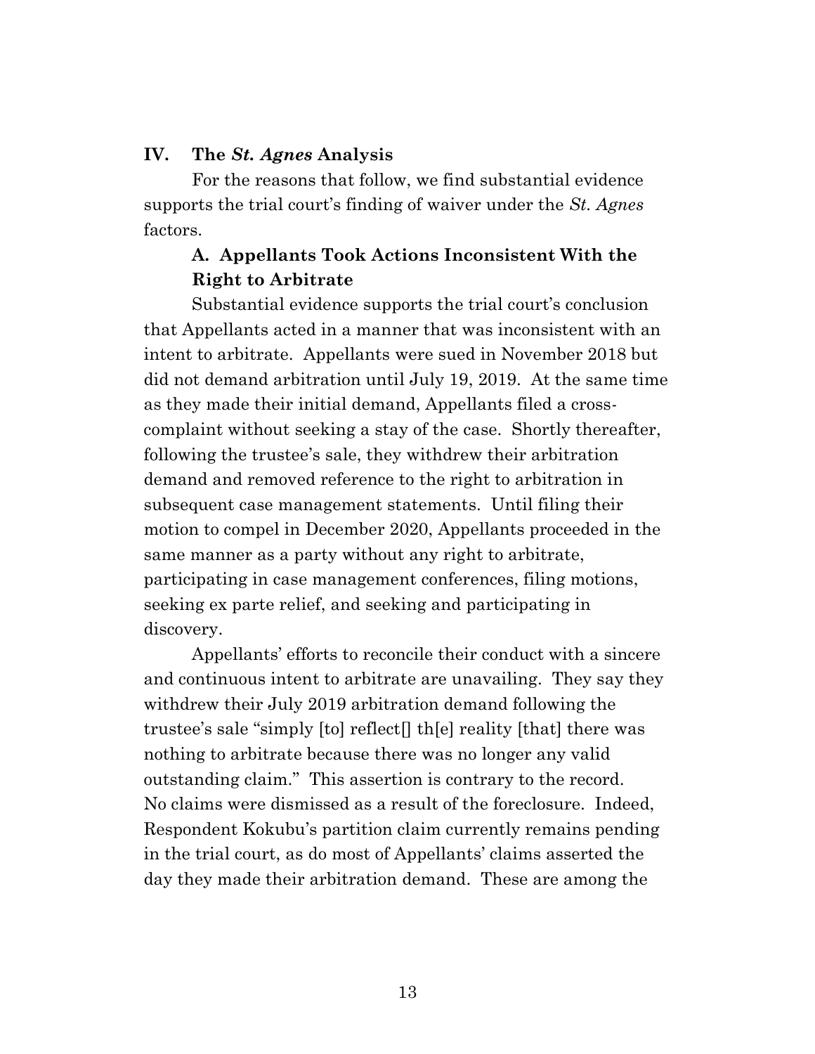## IV. The *St. Agnes* Analysis

For the reasons that follow, we find substantial evidence supports the trial court's finding of waiver under the *St. Agnes* factors.

### A. Appellants Took Actions Inconsistent With the Right to Arbitrate

Substantial evidence supports the trial court's conclusion that Appellants acted in a manner that was inconsistent with an intent to arbitrate. Appellants were sued in November 2018 but did not demand arbitration until July 19, 2019. At the same time as they made their initial demand, Appellants filed a cross-complaint without seeking a stay of the case. Shortly thereafter, following the trustee's sale, they withdrew their arbitration demand and removed reference to the right to arbitration in subsequent case management statements. Until filing their motion to compel in December 2020, Appellants proceeded in the same manner as a party without any right to arbitrate, participating in case management conferences, filing motions, seeking ex parte relief, and seeking and participating in discovery.

Appellants' efforts to reconcile their conduct with a sincere and continuous intent to arbitrate are unavailing. They say they withdrew their July 2019 arbitration demand following the trustee's sale "simply [to] reflect[] th[e] reality [that] there was nothing to arbitrate because there was no longer any valid outstanding claim." This assertion is contrary to the record. No claims were dismissed as a result of the foreclosure. Indeed, Respondent Kokubu's partition claim currently remains pending in the trial court, as do most of Appellants' claims asserted the day they made their arbitration demand. These are among the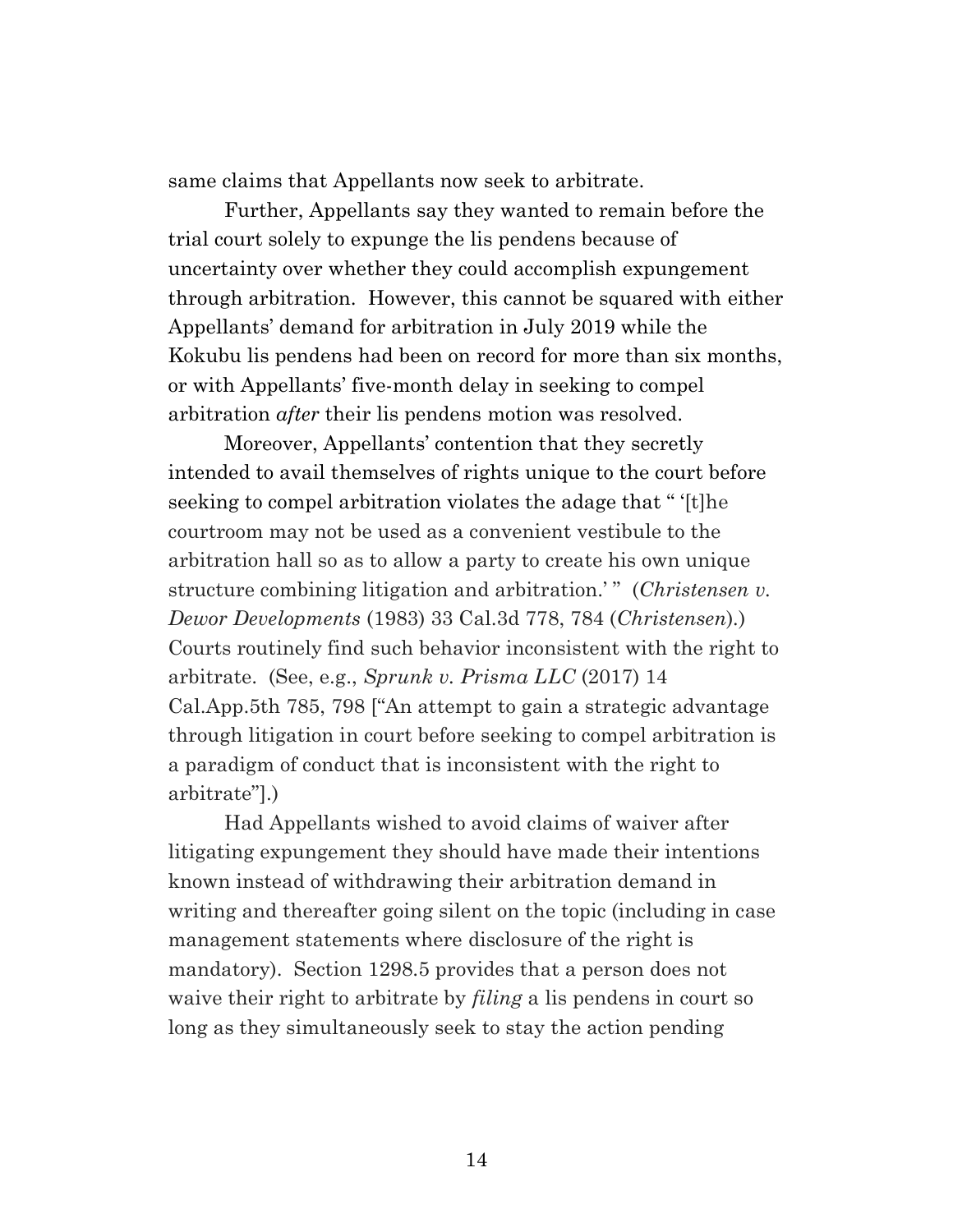same claims that Appellants now seek to arbitrate.

Further, Appellants say they wanted to remain before the trial court solely to expunge the lis pendens because of uncertainty over whether they could accomplish expungement through arbitration. However, this cannot be squared with either Appellants' demand for arbitration in July 2019 while the Kokubu lis pendens had been on record for more than six months, or with Appellants' five-month delay in seeking to compel arbitration *after* their lis pendens motion was resolved.

Moreover, Appellants' contention that they secretly intended to avail themselves of rights unique to the court before seeking to compel arbitration violates the adage that " '[t]he courtroom may not be used as a convenient vestibule to the arbitration hall so as to allow a party to create his own unique structure combining litigation and arbitration.' " (*Christensen v. Dewor Developments* (1983) 33 Cal.3d 778, 784 (*Christensen*).) Courts routinely find such behavior inconsistent with the right to arbitrate. (See, e.g., *Sprunk v. Prisma LLC* (2017) 14 Cal.App.5th 785, 798 ["An attempt to gain a strategic advantage through litigation in court before seeking to compel arbitration is a paradigm of conduct that is inconsistent with the right to arbitrate"].)

Had Appellants wished to avoid claims of waiver after litigating expungement they should have made their intentions known instead of withdrawing their arbitration demand in writing and thereafter going silent on the topic (including in case management statements where disclosure of the right is mandatory). Section 1298.5 provides that a person does not waive their right to arbitrate by *filing* a lis pendens in court so long as they simultaneously seek to stay the action pending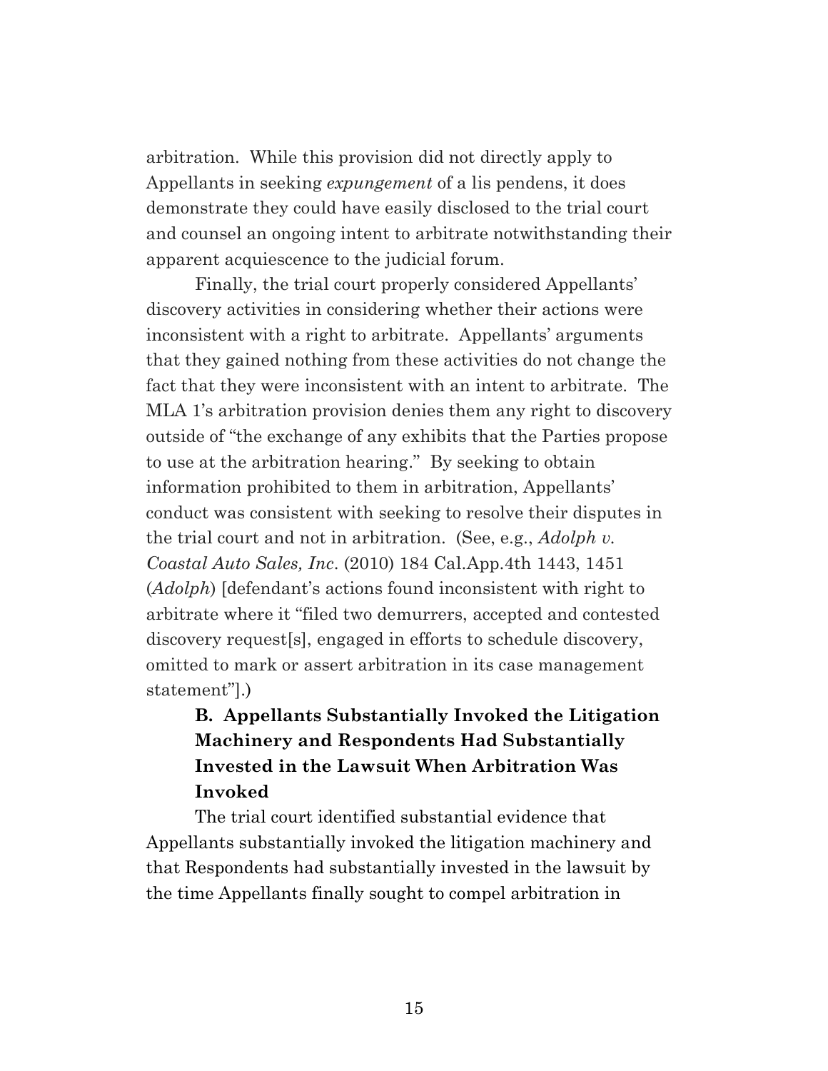arbitration. While this provision did not directly apply to Appellants in seeking *expungement* of a lis pendens, it does demonstrate they could have easily disclosed to the trial court and counsel an ongoing intent to arbitrate notwithstanding their apparent acquiescence to the judicial forum.

Finally, the trial court properly considered Appellants' discovery activities in considering whether their actions were inconsistent with a right to arbitrate. Appellants' arguments that they gained nothing from these activities do not change the fact that they were inconsistent with an intent to arbitrate. The MLA 1's arbitration provision denies them any right to discovery outside of "the exchange of any exhibits that the Parties propose to use at the arbitration hearing." By seeking to obtain information prohibited to them in arbitration, Appellants' conduct was consistent with seeking to resolve their disputes in the trial court and not in arbitration. (See, e.g., *Adolph v. Coastal Auto Sales, Inc*. (2010) 184 Cal.App.4th 1443, 1451 (*Adolph*) [defendant's actions found inconsistent with right to arbitrate where it "filed two demurrers, accepted and contested discovery request[s], engaged in efforts to schedule discovery, omitted to mark or assert arbitration in its case management statement"].)

### B. Appellants Substantially Invoked the Litigation Machinery and Respondents Had Substantially Invested in the Lawsuit When Arbitration Was Invoked

The trial court identified substantial evidence that Appellants substantially invoked the litigation machinery and that Respondents had substantially invested in the lawsuit by the time Appellants finally sought to compel arbitration in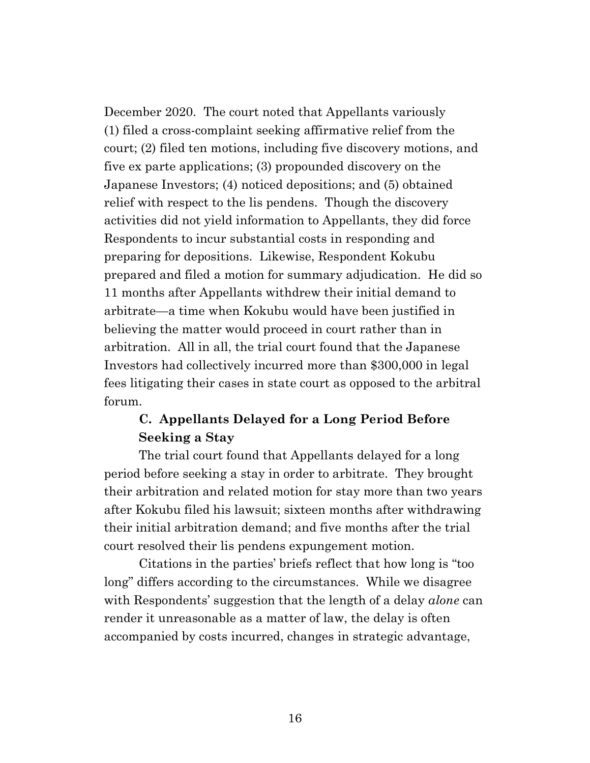December 2020. The court noted that Appellants variously (1) filed a cross-complaint seeking affirmative relief from the court; (2) filed ten motions, including five discovery motions, and five ex parte applications; (3) propounded discovery on the Japanese Investors; (4) noticed depositions; and (5) obtained relief with respect to the lis pendens. Though the discovery activities did not yield information to Appellants, they did force Respondents to incur substantial costs in responding and preparing for depositions. Likewise, Respondent Kokubu prepared and filed a motion for summary adjudication. He did so 11 months after Appellants withdrew their initial demand to arbitrate—a time when Kokubu would have been justified in believing the matter would proceed in court rather than in arbitration. All in all, the trial court found that the Japanese Investors had collectively incurred more than $300,000 in legal fees litigating their cases in state court as opposed to the arbitral forum.

### C. Appellants Delayed for a Long Period Before Seeking a Stay

The trial court found that Appellants delayed for a long period before seeking a stay in order to arbitrate. They brought their arbitration and related motion for stay more than two years after Kokubu filed his lawsuit; sixteen months after withdrawing their initial arbitration demand; and five months after the trial court resolved their lis pendens expungement motion.

Citations in the parties' briefs reflect that how long is "too long" differs according to the circumstances. While we disagree with Respondents' suggestion that the length of a delay *alone* can render it unreasonable as a matter of law, the delay is often accompanied by costs incurred, changes in strategic advantage,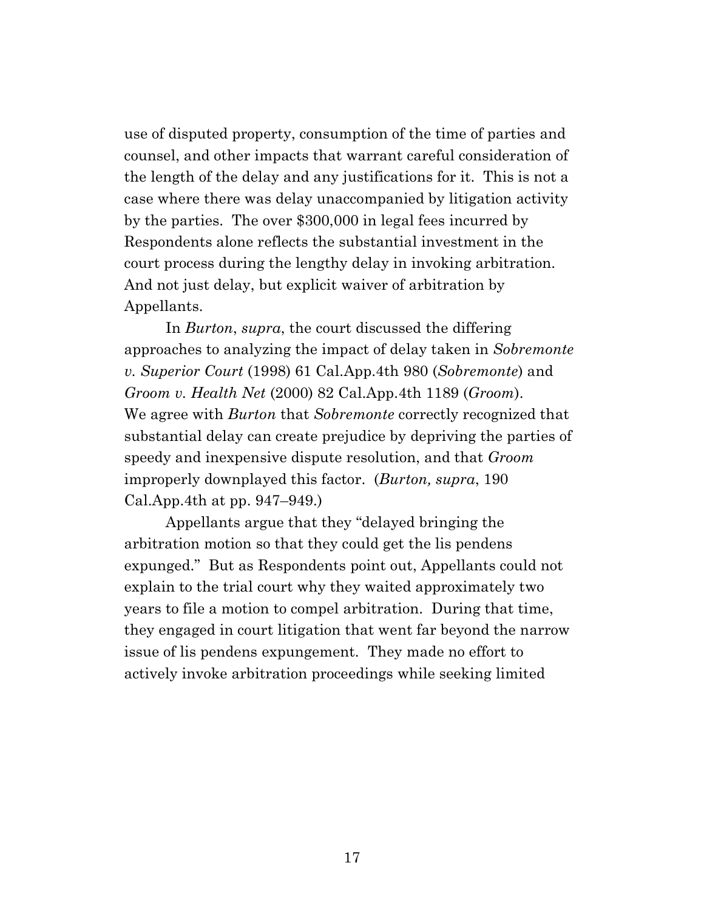use of disputed property, consumption of the time of parties and counsel, and other impacts that warrant careful consideration of the length of the delay and any justifications for it. This is not a case where there was delay unaccompanied by litigation activity by the parties. The over $300,000 in legal fees incurred by Respondents alone reflects the substantial investment in the court process during the lengthy delay in invoking arbitration. And not just delay, but explicit waiver of arbitration by Appellants.

In *Burton*, *supra*, the court discussed the differing approaches to analyzing the impact of delay taken in *Sobremonte v. Superior Court* (1998) 61 Cal.App.4th 980 (*Sobremonte*) and *Groom v. Health Net* (2000) 82 Cal.App.4th 1189 (*Groom*). We agree with *Burton* that *Sobremonte* correctly recognized that substantial delay can create prejudice by depriving the parties of speedy and inexpensive dispute resolution, and that *Groom* improperly downplayed this factor. (*Burton, supra*, 190 Cal.App.4th at pp. 947–949.)

Appellants argue that they "delayed bringing the arbitration motion so that they could get the lis pendens expunged." But as Respondents point out, Appellants could not explain to the trial court why they waited approximately two years to file a motion to compel arbitration. During that time, they engaged in court litigation that went far beyond the narrow issue of lis pendens expungement. They made no effort to actively invoke arbitration proceedings while seeking limited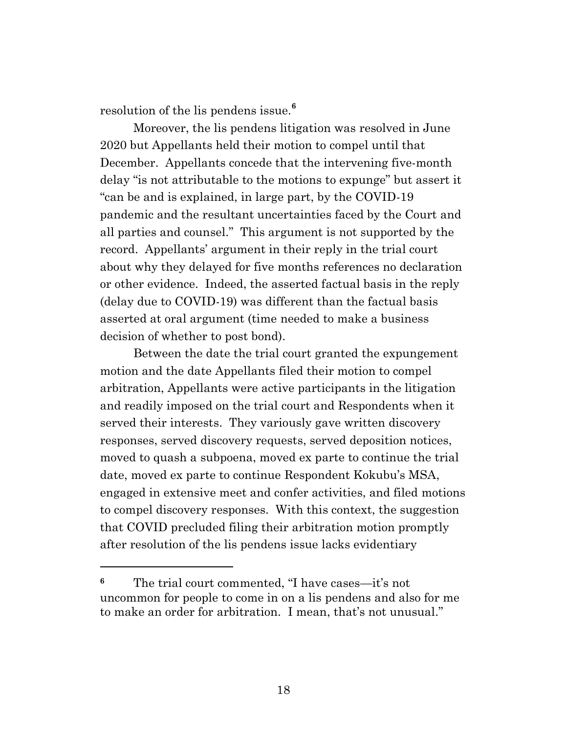resolution of the lis pendens issue.[6]

Moreover, the lis pendens litigation was resolved in June 2020 but Appellants held their motion to compel until that December. Appellants concede that the intervening five-month delay "is not attributable to the motions to expunge" but assert it "can be and is explained, in large part, by the COVID-19 pandemic and the resultant uncertainties faced by the Court and all parties and counsel." This argument is not supported by the record. Appellants' argument in their reply in the trial court about why they delayed for five months references no declaration or other evidence. Indeed, the asserted factual basis in the reply (delay due to COVID-19) was different than the factual basis asserted at oral argument (time needed to make a business decision of whether to post bond).

Between the date the trial court granted the expungement motion and the date Appellants filed their motion to compel arbitration, Appellants were active participants in the litigation and readily imposed on the trial court and Respondents when it served their interests. They variously gave written discovery responses, served discovery requests, served deposition notices, moved to quash a subpoena, moved ex parte to continue the trial date, moved ex parte to continue Respondent Kokubu's MSA, engaged in extensive meet and confer activities, and filed motions to compel discovery responses. With this context, the suggestion that COVID precluded filing their arbitration motion promptly after resolution of the lis pendens issue lacks evidentiary

---

[6] The trial court commented, "I have cases—it's not uncommon for people to come in on a lis pendens and also for me to make an order for arbitration. I mean, that's not unusual."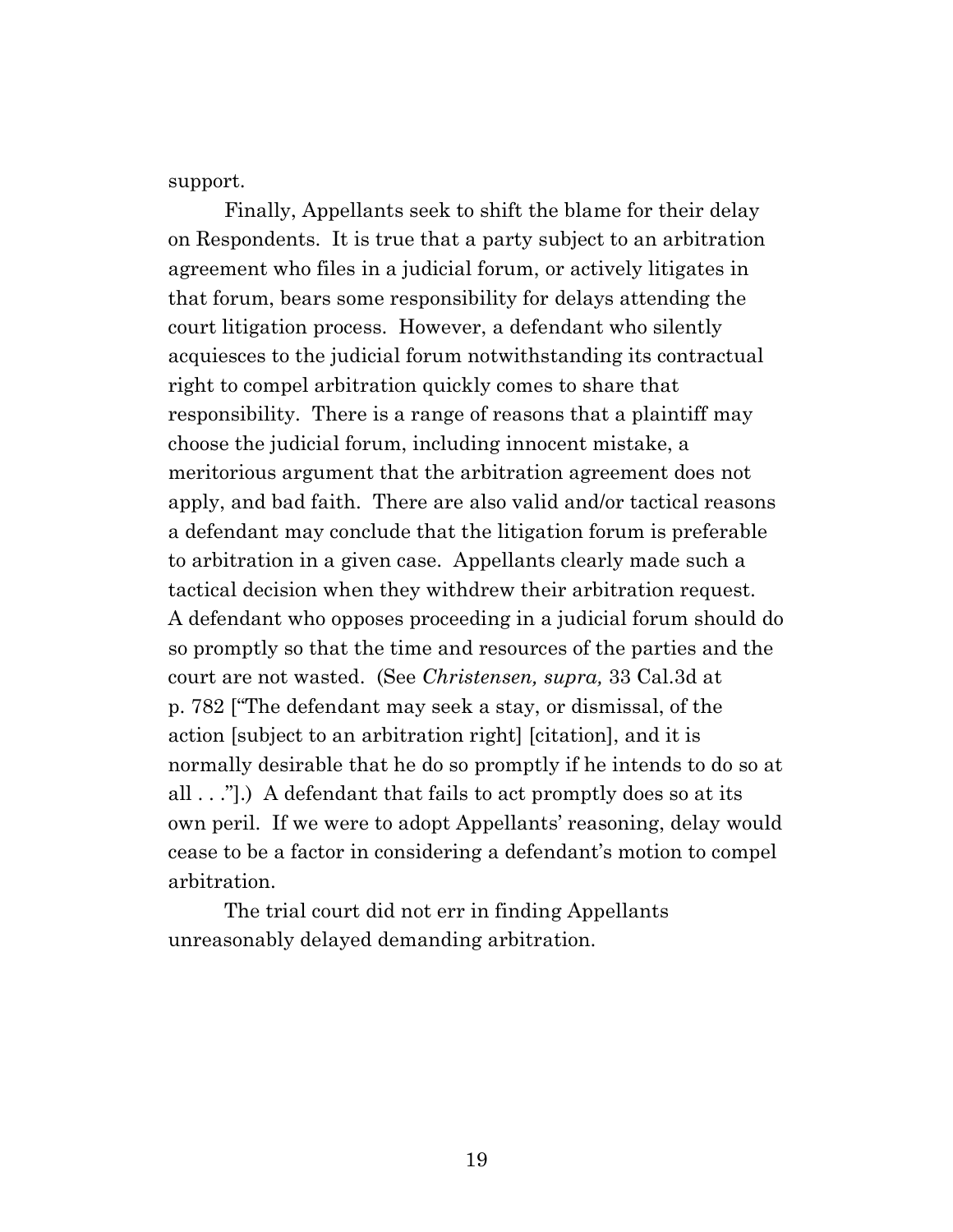support.

Finally, Appellants seek to shift the blame for their delay on Respondents. It is true that a party subject to an arbitration agreement who files in a judicial forum, or actively litigates in that forum, bears some responsibility for delays attending the court litigation process. However, a defendant who silently acquiesces to the judicial forum notwithstanding its contractual right to compel arbitration quickly comes to share that responsibility. There is a range of reasons that a plaintiff may choose the judicial forum, including innocent mistake, a meritorious argument that the arbitration agreement does not apply, and bad faith. There are also valid and/or tactical reasons a defendant may conclude that the litigation forum is preferable to arbitration in a given case. Appellants clearly made such a tactical decision when they withdrew their arbitration request. A defendant who opposes proceeding in a judicial forum should do so promptly so that the time and resources of the parties and the court are not wasted. (See *Christensen, supra,* 33 Cal.3d at p. 782 ["The defendant may seek a stay, or dismissal, of the action [subject to an arbitration right] [citation], and it is normally desirable that he do so promptly if he intends to do so at all . . ."].) A defendant that fails to act promptly does so at its own peril. If we were to adopt Appellants' reasoning, delay would cease to be a factor in considering a defendant's motion to compel arbitration.

The trial court did not err in finding Appellants unreasonably delayed demanding arbitration.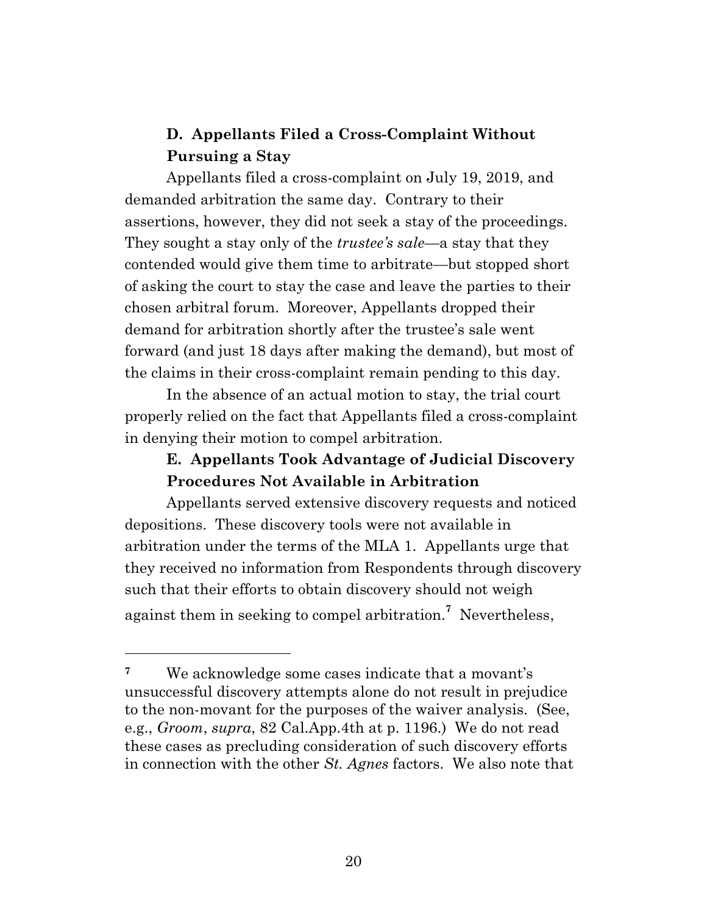### D. Appellants Filed a Cross-Complaint Without Pursuing a Stay

Appellants filed a cross-complaint on July 19, 2019, and demanded arbitration the same day. Contrary to their assertions, however, they did not seek a stay of the proceedings. They sought a stay only of the *trustee's sale*—a stay that they contended would give them time to arbitrate—but stopped short of asking the court to stay the case and leave the parties to their chosen arbitral forum. Moreover, Appellants dropped their demand for arbitration shortly after the trustee's sale went forward (and just 18 days after making the demand), but most of the claims in their cross-complaint remain pending to this day.

In the absence of an actual motion to stay, the trial court properly relied on the fact that Appellants filed a cross-complaint in denying their motion to compel arbitration.

### E. Appellants Took Advantage of Judicial Discovery Procedures Not Available in Arbitration

Appellants served extensive discovery requests and noticed depositions. These discovery tools were not available in arbitration under the terms of the MLA 1. Appellants urge that they received no information from Respondents through discovery such that their efforts to obtain discovery should not weigh against them in seeking to compel arbitration.[7] Nevertheless,

---

[7] We acknowledge some cases indicate that a movant's unsuccessful discovery attempts alone do not result in prejudice to the non-movant for the purposes of the waiver analysis. (See, e.g., *Groom*, *supra*, 82 Cal.App.4th at p. 1196.) We do not read these cases as precluding consideration of such discovery efforts in connection with the other *St. Agnes* factors. We also note that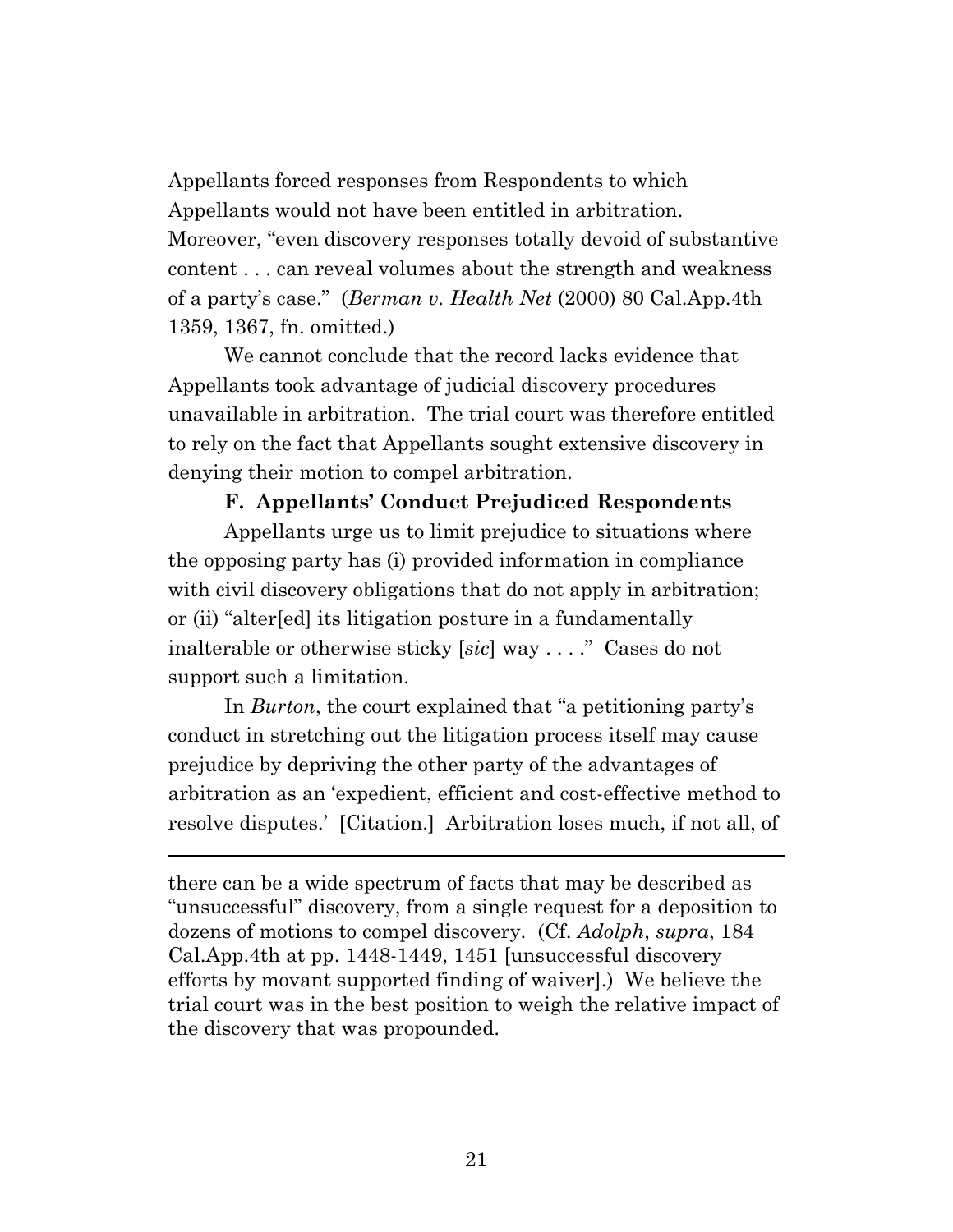Appellants forced responses from Respondents to which Appellants would not have been entitled in arbitration. Moreover, "even discovery responses totally devoid of substantive content . . . can reveal volumes about the strength and weakness of a party's case." (*Berman v. Health Net* (2000) 80 Cal.App.4th 1359, 1367, fn. omitted.)

We cannot conclude that the record lacks evidence that Appellants took advantage of judicial discovery procedures unavailable in arbitration. The trial court was therefore entitled to rely on the fact that Appellants sought extensive discovery in denying their motion to compel arbitration.

**F. Appellants' Conduct Prejudiced Respondents**

Appellants urge us to limit prejudice to situations where the opposing party has (i) provided information in compliance with civil discovery obligations that do not apply in arbitration; or (ii) "alter[ed] its litigation posture in a fundamentally inalterable or otherwise sticky [*sic*] way . . . ." Cases do not support such a limitation.

In *Burton*, the court explained that "a petitioning party's conduct in stretching out the litigation process itself may cause prejudice by depriving the other party of the advantages of arbitration as an 'expedient, efficient and cost-effective method to resolve disputes.' [Citation.] Arbitration loses much, if not all, of

---

there can be a wide spectrum of facts that may be described as "unsuccessful" discovery, from a single request for a deposition to dozens of motions to compel discovery. (Cf. *Adolph*, *supra*, 184 Cal.App.4th at pp. 1448-1449, 1451 [unsuccessful discovery efforts by movant supported finding of waiver].) We believe the trial court was in the best position to weigh the relative impact of the discovery that was propounded.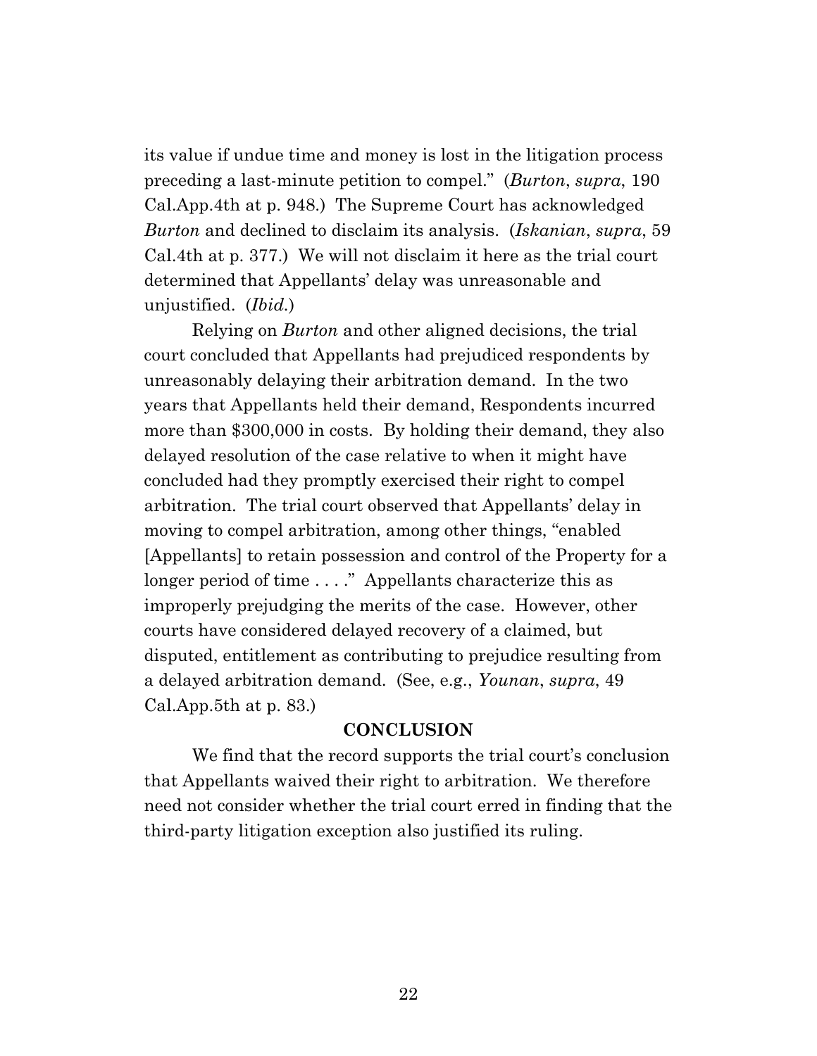its value if undue time and money is lost in the litigation process preceding a last-minute petition to compel." (*Burton*, *supra*, 190 Cal.App.4th at p. 948.) The Supreme Court has acknowledged *Burton* and declined to disclaim its analysis. (*Iskanian*, *supra*, 59 Cal.4th at p. 377.) We will not disclaim it here as the trial court determined that Appellants' delay was unreasonable and unjustified. (*Ibid.*)

Relying on *Burton* and other aligned decisions, the trial court concluded that Appellants had prejudiced respondents by unreasonably delaying their arbitration demand. In the two years that Appellants held their demand, Respondents incurred more than $300,000 in costs. By holding their demand, they also delayed resolution of the case relative to when it might have concluded had they promptly exercised their right to compel arbitration. The trial court observed that Appellants' delay in moving to compel arbitration, among other things, "enabled [Appellants] to retain possession and control of the Property for a longer period of time . . . ." Appellants characterize this as improperly prejudging the merits of the case. However, other courts have considered delayed recovery of a claimed, but disputed, entitlement as contributing to prejudice resulting from a delayed arbitration demand. (See, e.g., *Younan*, *supra*, 49 Cal.App.5th at p. 83.)

## CONCLUSION

We find that the record supports the trial court's conclusion that Appellants waived their right to arbitration. We therefore need not consider whether the trial court erred in finding that the third-party litigation exception also justified its ruling.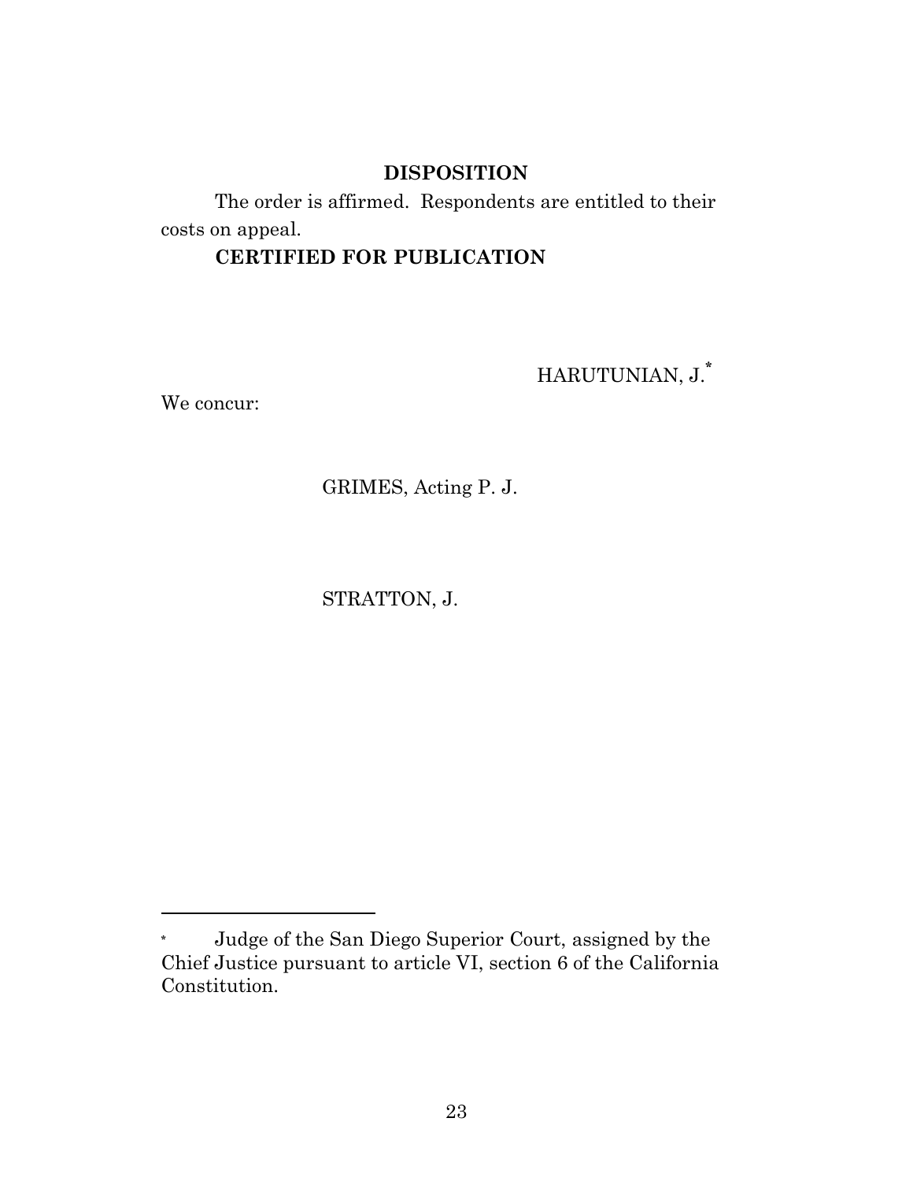## DISPOSITION

The order is affirmed. Respondents are entitled to their costs on appeal.

**CERTIFIED FOR PUBLICATION**

HARUTUNIAN, J.[*]

We concur:

GRIMES, Acting P. J.

STRATTON, J.

---

[*] Judge of the San Diego Superior Court, assigned by the Chief Justice pursuant to article VI, section 6 of the California Constitution.